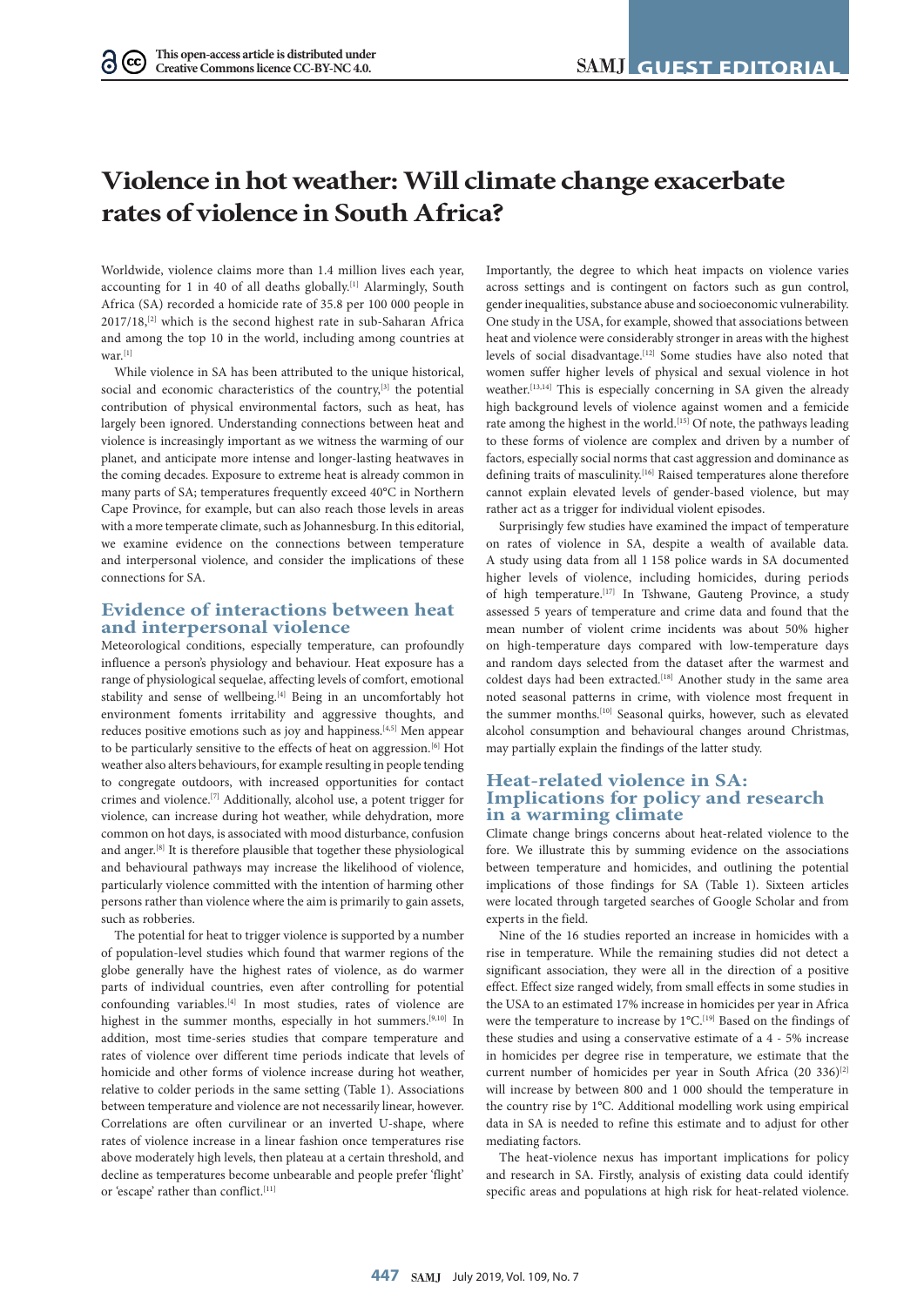# Violence in hot weather: Will climate change exacerbate rates of violence in South Africa?

Worldwide, violence claims more than 1.4 million lives each year, accounting for 1 in 40 of all deaths globally.[1] Alarmingly, South Africa (SA) recorded a homicide rate of 35.8 per 100 000 people in 2017/18,[2] which is the second highest rate in sub-Saharan Africa and among the top 10 in the world, including among countries at war.[1]

While violence in SA has been attributed to the unique historical, social and economic characteristics of the country,[3] the potential contribution of physical environmental factors, such as heat, has largely been ignored. Understanding connections between heat and violence is increasingly important as we witness the warming of our planet, and anticipate more intense and longer-lasting heatwaves in the coming decades. Exposure to extreme heat is already common in many parts of SA; temperatures frequently exceed 40°C in Northern Cape Province, for example, but can also reach those levels in areas with a more temperate climate, such as Johannesburg. In this editorial, we examine evidence on the connections between temperature and interpersonal violence, and consider the implications of these connections for SA.

## Evidence of interactions between heat and interpersonal violence

Meteorological conditions, especially temperature, can profoundly influence a person's physiology and behaviour. Heat exposure has a range of physiological sequelae, affecting levels of comfort, emotional stability and sense of wellbeing.[4] Being in an uncomfortably hot environment foments irritability and aggressive thoughts, and reduces positive emotions such as joy and happiness.[4,5] Men appear to be particularly sensitive to the effects of heat on aggression.[6] Hot weather also alters behaviours, for example resulting in people tending to congregate outdoors, with increased opportunities for contact crimes and violence.[7] Additionally, alcohol use, a potent trigger for violence, can increase during hot weather, while dehydration, more common on hot days, is associated with mood disturbance, confusion and anger.[8] It is therefore plausible that together these physiological and behavioural pathways may increase the likelihood of violence, particularly violence committed with the intention of harming other persons rather than violence where the aim is primarily to gain assets, such as robberies.

The potential for heat to trigger violence is supported by a number of population-level studies which found that warmer regions of the globe generally have the highest rates of violence, as do warmer parts of individual countries, even after controlling for potential confounding variables.[4] In most studies, rates of violence are highest in the summer months, especially in hot summers.[9,10] In addition, most time-series studies that compare temperature and rates of violence over different time periods indicate that levels of homicide and other forms of violence increase during hot weather, relative to colder periods in the same setting (Table 1). Associations between temperature and violence are not necessarily linear, however. Correlations are often curvilinear or an inverted U-shape, where rates of violence increase in a linear fashion once temperatures rise above moderately high levels, then plateau at a certain threshold, and decline as temperatures become unbearable and people prefer 'flight' or 'escape' rather than conflict.[11]

Importantly, the degree to which heat impacts on violence varies across settings and is contingent on factors such as gun control, gender inequalities, substance abuse and socioeconomic vulnerability. One study in the USA, for example, showed that associations between heat and violence were considerably stronger in areas with the highest levels of social disadvantage.[12] Some studies have also noted that women suffer higher levels of physical and sexual violence in hot weather.[13,14] This is especially concerning in SA given the already high background levels of violence against women and a femicide rate among the highest in the world.[15] Of note, the pathways leading to these forms of violence are complex and driven by a number of factors, especially social norms that cast aggression and dominance as defining traits of masculinity.[16] Raised temperatures alone therefore cannot explain elevated levels of gender-based violence, but may rather act as a trigger for individual violent episodes.

Surprisingly few studies have examined the impact of temperature on rates of violence in SA, despite a wealth of available data. A study using data from all 1 158 police wards in SA documented higher levels of violence, including homicides, during periods of high temperature.[17] In Tshwane, Gauteng Province, a study assessed 5 years of temperature and crime data and found that the mean number of violent crime incidents was about 50% higher on high-temperature days compared with low-temperature days and random days selected from the dataset after the warmest and coldest days had been extracted.[18] Another study in the same area noted seasonal patterns in crime, with violence most frequent in the summer months.[10] Seasonal quirks, however, such as elevated alcohol consumption and behavioural changes around Christmas, may partially explain the findings of the latter study.

## Heat-related violence in SA: Implications for policy and research in a warming climate

Climate change brings concerns about heat-related violence to the fore. We illustrate this by summing evidence on the associations between temperature and homicides, and outlining the potential implications of those findings for SA (Table 1). Sixteen articles were located through targeted searches of Google Scholar and from experts in the field.

Nine of the 16 studies reported an increase in homicides with a rise in temperature. While the remaining studies did not detect a significant association, they were all in the direction of a positive effect. Effect size ranged widely, from small effects in some studies in the USA to an estimated 17% increase in homicides per year in Africa were the temperature to increase by 1°C.[19] Based on the findings of these studies and using a conservative estimate of a 4 - 5% increase in homicides per degree rise in temperature, we estimate that the current number of homicides per year in South Africa (20 336)[2] will increase by between 800 and 1 000 should the temperature in the country rise by 1°C. Additional modelling work using empirical data in SA is needed to refine this estimate and to adjust for other mediating factors.

The heat-violence nexus has important implications for policy and research in SA. Firstly, analysis of existing data could identify specific areas and populations at high risk for heat-related violence.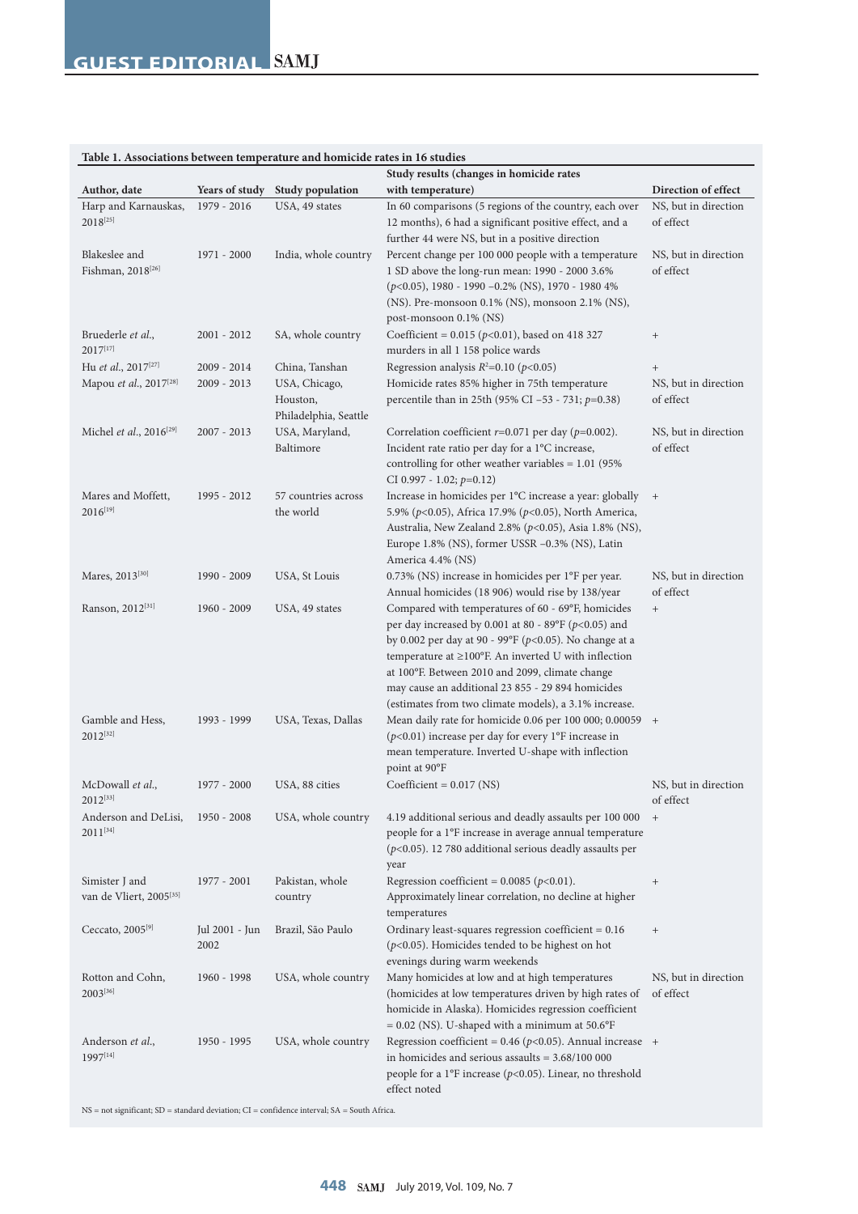**Table 1. Associations between temperature and homicide rates in 16 studies**

| Author, date | Years of study | Study population | Study results (changes in homicide rates with temperature) | Direction of effect |
|---|---|---|---|---|
| Harp and Karnauskas, 2018[25] | 1979 - 2016 | USA, 49 states | In 60 comparisons (5 regions of the country, each over 12 months), 6 had a significant positive effect, and a further 44 were NS, but in a positive direction | NS, but in direction of effect |
| Blakeslee and Fishman, 2018[26] | 1971 - 2000 | India, whole country | Percent change per 100 000 people with a temperature 1 SD above the long-run mean: 1990 - 2000 3.6% ($p$<0.05), 1980 - 1990 –0.2% (NS), 1970 - 1980 4% (NS). Pre-monsoon 0.1% (NS), monsoon 2.1% (NS), post-monsoon 0.1% (NS) | NS, but in direction of effect |
| Bruederle *et al.*, 2017[17] | 2001 - 2012 | SA, whole country | Coefficient = 0.015 ($p$<0.01), based on 418 327 murders in all 1 158 police wards | + |
| Hu *et al.*, 2017[27] | 2009 - 2014 | China, Tanshan | Regression analysis $R^2$=0.10 ($p$<0.05) | + |
| Mapou *et al.*, 2017[28] | 2009 - 2013 | USA, Chicago, Houston, Philadelphia, Seattle | Homicide rates 85% higher in 75th temperature percentile than in 25th (95% CI –53 - 731; $p$=0.38) | NS, but in direction of effect |
| Michel *et al.*, 2016[29] | 2007 - 2013 | USA, Maryland, Baltimore | Correlation coefficient $r$=0.071 per day ($p$=0.002). Incident rate ratio per day for a 1°C increase, controlling for other weather variables = 1.01 (95% CI 0.997 - 1.02; $p$=0.12) | NS, but in direction of effect |
| Mares and Moffett, 2016[19] | 1995 - 2012 | 57 countries across the world | Increase in homicides per 1°C increase a year: globally 5.9% ($p$<0.05), Africa 17.9% ($p$<0.05), North America, Australia, New Zealand 2.8% ($p$<0.05), Asia 1.8% (NS), Europe 1.8% (NS), former USSR –0.3% (NS), Latin America 4.4% (NS) | + |
| Mares, 2013[30] | 1990 - 2009 | USA, St Louis | 0.73% (NS) increase in homicides per 1°F per year. Annual homicides (18 906) would rise by 138/year | NS, but in direction of effect |
| Ranson, 2012[31] | 1960 - 2009 | USA, 49 states | Compared with temperatures of 60 - 69°F, homicides per day increased by 0.001 at 80 - 89°F ($p$<0.05) and by 0.002 per day at 90 - 99°F ($p$<0.05). No change at a temperature at ≥100°F. An inverted U with inflection at 100°F. Between 2010 and 2099, climate change may cause an additional 23 855 - 29 894 homicides (estimates from two climate models), a 3.1% increase. | + |
| Gamble and Hess, 2012[32] | 1993 - 1999 | USA, Texas, Dallas | Mean daily rate for homicide 0.06 per 100 000; 0.00059 ($p$<0.01) increase per day for every 1°F increase in mean temperature. Inverted U-shape with inflection point at 90°F | + |
| McDowall *et al.*, 2012[33] | 1977 - 2000 | USA, 88 cities | Coefficient = 0.017 (NS) | NS, but in direction of effect |
| Anderson and DeLisi, 2011[34] | 1950 - 2008 | USA, whole country | 4.19 additional serious and deadly assaults per 100 000 people for a 1°F increase in average annual temperature ($p$<0.05). 12 780 additional serious deadly assaults per year | + |
| Simister J and van de Vliert, 2005[35] | 1977 - 2001 | Pakistan, whole country | Regression coefficient = 0.0085 ($p$<0.01). Approximately linear correlation, no decline at higher temperatures | + |
| Ceccato, 2005[9] | Jul 2001 - Jun 2002 | Brazil, São Paulo | Ordinary least-squares regression coefficient = 0.16 ($p$<0.05). Homicides tended to be highest on hot evenings during warm weekends | + |
| Rotton and Cohn, 2003[36] | 1960 - 1998 | USA, whole country | Many homicides at low and at high temperatures (homicides at low temperatures driven by high rates of homicide in Alaska). Homicides regression coefficient = 0.02 (NS). U-shaped with a minimum at 50.6°F | NS, but in direction of effect |
| Anderson *et al.*, 1997[14] | 1950 - 1995 | USA, whole country | Regression coefficient = 0.46 ($p$<0.05). Annual increase in homicides and serious assaults = 3.68/100 000 people for a 1°F increase ($p$<0.05). Linear, no threshold effect noted | + |

NS = not significant; SD = standard deviation; CI = confidence interval; SA = South Africa.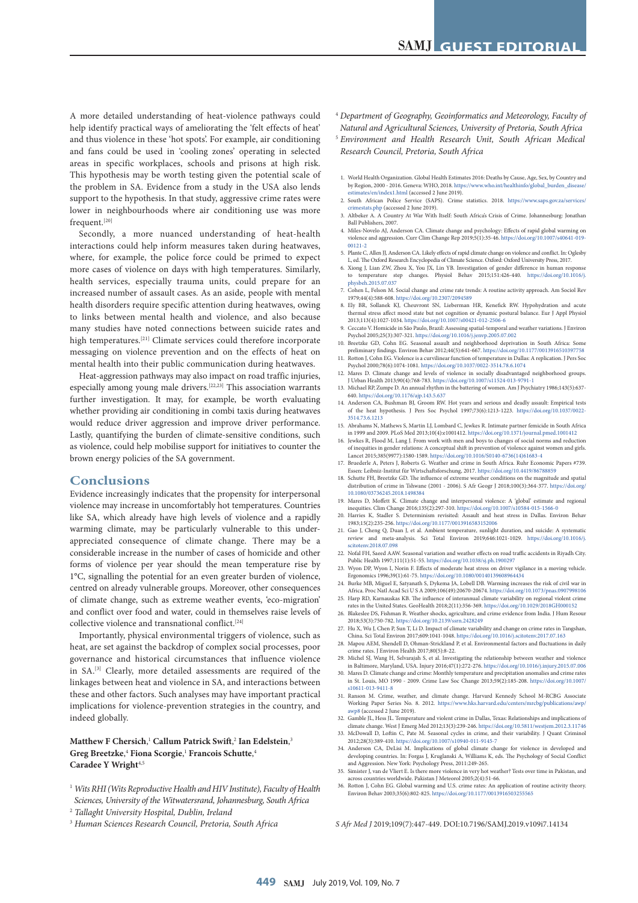A more detailed understanding of heat-violence pathways could help identify practical ways of ameliorating the 'felt effects of heat' and thus violence in these 'hot spots'. For example, air conditioning and fans could be used in 'cooling zones' operating in selected areas in specific workplaces, schools and prisons at high risk. This hypothesis may be worth testing given the potential scale of the problem in SA. Evidence from a study in the USA also lends support to the hypothesis. In that study, aggressive crime rates were lower in neighbourhoods where air conditioning use was more frequent.[20]

Secondly, a more nuanced understanding of heat-health interactions could help inform measures taken during heatwaves, where, for example, the police force could be primed to expect more cases of violence on days with high temperatures. Similarly, health services, especially trauma units, could prepare for an increased number of assault cases. As an aside, people with mental health disorders require specific attention during heatwaves, owing to links between mental health and violence, and also because many studies have noted connections between suicide rates and high temperatures.[21] Climate services could therefore incorporate messaging on violence prevention and on the effects of heat on mental health into their public communication during heatwaves.

Heat-aggression pathways may also impact on road traffic injuries, especially among young male drivers.[22,23] This association warrants further investigation. It may, for example, be worth evaluating whether providing air conditioning in combi taxis during heatwaves would reduce driver aggression and improve driver performance. Lastly, quantifying the burden of climate-sensitive conditions, such as violence, could help mobilise support for initiatives to counter the brown energy policies of the SA government.

## Conclusions

Evidence increasingly indicates that the propensity for interpersonal violence may increase in uncomfortably hot temperatures. Countries like SA, which already have high levels of violence and a rapidly warming climate, may be particularly vulnerable to this under-appreciated consequence of climate change. There may be a considerable increase in the number of cases of homicide and other forms of violence per year should the mean temperature rise by 1°C, signalling the potential for an even greater burden of violence, centred on already vulnerable groups. Moreover, other consequences of climate change, such as extreme weather events, 'eco-migration' and conflict over food and water, could in themselves raise levels of collective violence and transnational conflict.[24]

Importantly, physical environmental triggers of violence, such as heat, are set against the backdrop of complex social processes, poor governance and historical circumstances that influence violence in SA.[3] Clearly, more detailed assessments are required of the linkages between heat and violence in SA, and interactions between these and other factors. Such analyses may have important practical implications for violence-prevention strategies in the country, and indeed globally.

**Matthew F Chersich**,[1] **Callum Patrick Swift**,[2] **Ian Edelstein**,[3] **Greg Breetzke**,[4] **Fiona Scorgie**,[1] **Francois Schutte**,[4] **Caradee Y Wright**[4,5]

[1] *Wits RHI (Wits Reproductive Health and HIV Institute), Faculty of Health Sciences, University of the Witwatersrand, Johannesburg, South Africa*
[2] *Tallaght University Hospital, Dublin, Ireland*
[3] *Human Sciences Research Council, Pretoria, South Africa*
[4] *Department of Geography, Geoinformatics and Meteorology, Faculty of Natural and Agricultural Sciences, University of Pretoria, South Africa*
[5] *Environment and Health Research Unit, South African Medical Research Council, Pretoria, South Africa*

1. World Health Organization. Global Health Estimates 2016: Deaths by Cause, Age, Sex, by Country and by Region, 2000 - 2016. Geneva: WHO, 2018. https://www.who.int/healthinfo/global_burden_disease/estimates/en/index1.html (accessed 2 June 2019).
2. South African Police Service (SAPS). Crime statistics. 2018. https://www.saps.gov.za/services/crimestats.php (accessed 2 June 2019).
3. Altbeker A. A Country At War With Itself: South Africa's Crisis of Crime. Johannesburg: Jonathan Ball Publishers, 2007.
4. Miles-Novelo AJ, Anderson CA. Climate change and psychology: Effects of rapid global warming on violence and aggression. Curr Clim Change Rep 2019;5(1):35-46. https://doi.org/10.1007/s40641-019-00121-2
5. Plante C, Allen JJ, Anderson CA. Likely effects of rapid climate change on violence and conflict. In: Oglesby L, ed. The Oxford Research Encyclopedia of Climate Science. Oxford: Oxford University Press, 2017.
6. Xiong J, Lian ZW, Zhou X, You JX, Lin YB. Investigation of gender difference in human response to temperature step changes. Physiol Behav 2015;151:426-440. https://doi.org/10.1016/j.physbeh.2015.07.037
7. Cohen L, Felson M. Social change and crime rate trends: A routine activity approach. Am Sociol Rev 1979;44(4):588-608. https://doi.org/10.2307/2094589
8. Ely BR, Sollanek KJ, Cheuvront SN, Lieberman HR, Kenefick RW. Hypohydration and acute thermal stress affect mood state but not cognition or dynamic postural balance. Eur J Appl Physiol 2013;113(4):1027-1034. https://doi.org/10.1007/s00421-012-2506-6
9. Ceccato V. Homicide in São Paulo, Brazil: Assessing spatial-temporal and weather variations. J Environ Psychol 2005;25(3):307-321. https://doi.org/10.1016/j.jenvp.2005.07.002
10. Breetzke GD, Cohn EG. Seasonal assault and neighborhood deprivation in South Africa: Some preliminary findings. Environ Behav 2012;44(5):641-667. https://doi.org/10.1177/0013916510397758
11. Rotton J, Cohn EG. Violence is a curvilinear function of temperature in Dallas: A replication. J Pers Soc Psychol 2000;78(6):1074-1081. https://doi.org/10.1037/0022-3514.78.6.1074
12. Mares D. Climate change and levels of violence in socially disadvantaged neighborhood groups. J Urban Health 2013;90(4):768-783. https://doi.org/10.1007/s11524-013-9791-1
13. Michael RP, Zumpe D. An annual rhythm in the battering of women. Am J Psychiatry 1986;143(5):637-640. https://doi.org/10.1176/ajp.143.5.637
14. Anderson CA, Bushman BJ, Groom RW. Hot years and serious and deadly assault: Empirical tests of the heat hypothesis. J Pers Soc Psychol 1997;73(6):1213-1223. https://doi.org/10.1037/0022-3514.73.6.1213
15. Abrahams N, Mathews S, Martin LJ, Lombard C, Jewkes R. Intimate partner femicide in South Africa in 1999 and 2009. PLoS Med 2013;10(4):e1001412. https://doi.org/10.1371/journal.pmed.1001412
16. Jewkes R, Flood M, Lang J. From work with men and boys to changes of social norms and reduction of inequities in gender relations: A conceptual shift in prevention of violence against women and girls. Lancet 2015;385(9977):1580-1589. https://doi.org/10.1016/S0140-6736(14)61683-4
17. Bruederle A, Peters J, Roberts G. Weather and crime in South Africa. Ruhr Economic Papers #739. Essen: Leibniz-Institut für Wirtschaftsforschung, 2017. https://doi.org/10.4419/86788859
18. Schutte FH, Breetzke GD. The influence of extreme weather conditions on the magnitude and spatial distribution of crime in Tshwane (2001 - 2006). S Afr Geogr J 2018;100(3):364-377. https://doi.org/10.1080/03736245.2018.1498384
19. Mares D, Moffett K. Climate change and interpersonal violence: A 'global' estimate and regional inequities. Clim Change 2016;135(2):297-310. https://doi.org/10.1007/s10584-015-1566-0
20. Harries K, Stadler S. Determinism revisited: Assault and heat stress in Dallas. Environ Behav 1983;15(2):235-256. https://doi.org/10.1177/0013916583152006
21. Gao J, Cheng Q, Duan J, et al. Ambient temperature, sunlight duration, and suicide: A systematic review and meta-analysis. Sci Total Environ 2019;646:1021-1029. https://doi.org/10.1016/j.scitotenv.2018.07.098
22. Nofal FH, Saeed AAW. Seasonal variation and weather effects on road traffic accidents in Riyadh City. Public Health 1997;111(1):51-55. https://doi.org/10.1038/sj.ph.1900297
23. Wyon DP, Wyon I, Norin F. Effects of moderate heat stress on driver vigilance in a moving vehicle. Ergonomics 1996;39(1):61-75. https://doi.org/10.1080/00140139608964434
24. Burke MB, Miguel E, Satyanath S, Dykema JA, Lobell DB. Warming increases the risk of civil war in Africa. Proc Natl Acad Sci U S A 2009;106(49):20670-20674. https://doi.org/10.1073/pnas.0907998106
25. Harp RD, Karnauskas KB. The influence of interannual climate variability on regional violent crime rates in the United States. GeoHealth 2018;2(11):356-369. https://doi.org/10.1029/2018GH000152
26. Blakeslee DS, Fishman R. Weather shocks, agriculture, and crime evidence from India. J Hum Resour 2018;53(3):750-782. https://doi.org/10.2139/ssrn.2428249
27. Hu X, Wu J, Chen P, Sun T, Li D. Impact of climate variability and change on crime rates in Tangshan, China. Sci Total Environ 2017;609:1041-1048. https://doi.org/10.1016/j.scitotenv.2017.07.163
28. Mapou AEM, Shendell D, Ohman-Strickland P, et al. Environmental factors and fluctuations in daily crime rates. J Environ Health 2017;80(5):8-22.
29. Michel SJ, Wang H, Selvarajah S, et al. Investigating the relationship between weather and violence in Baltimore, Maryland, USA. Injury 2016;47(1):272-276. https://doi.org/10.1016/j.injury.2015.07.006
30. Mares D. Climate change and crime: Monthly temperature and precipitation anomalies and crime rates in St. Louis, MO 1990 - 2009. Crime Law Soc Change 2013;59(2):185-208. https://doi.org/10.1007/s10611-013-9411-8
31. Ranson M. Crime, weather, and climate change. Harvard Kennedy School M-RCBG Associate Working Paper Series No. 8. 2012. https://www.hks.harvard.edu/centers/mrcbg/publications/awp/awp8 (accessed 2 June 2019).
32. Gamble JL, Hess JJ. Temperature and violent crime in Dallas, Texas: Relationships and implications of climate change. West J Emerg Med 2012;13(3):239-246. https://doi.org/10.5811/westjem.2012.3.11746
33. McDowall D, Loftin C, Pate M. Seasonal cycles in crime, and their variability. J Quant Criminol 2012;28(3):389-410. https://doi.org/10.1007/s10940-011-9145-7
34. Anderson CA, DeLisi M. Implications of global climate change for violence in developed and developing countries. In: Forgas J, Kruglanski A, Williams K, eds. The Psychology of Social Conflict and Aggression. New York: Psychology Press, 2011:249-265.
35. Simister J, van de Vliert E. Is there more violence in very hot weather? Tests over time in Pakistan, and across countries worldwide. Pakistan J Meteorol 2005;2(4):51-66.
36. Rotton J, Cohn EG. Global warming and U.S. crime rates: An application of routine activity theory. Environ Behav 2003;35(6):802-825. https://doi.org/10.1177/0013916503255565

*S Afr Med J* 2019;109(7):447-449. DOI:10.7196/SAMJ.2019.v109i7.14134